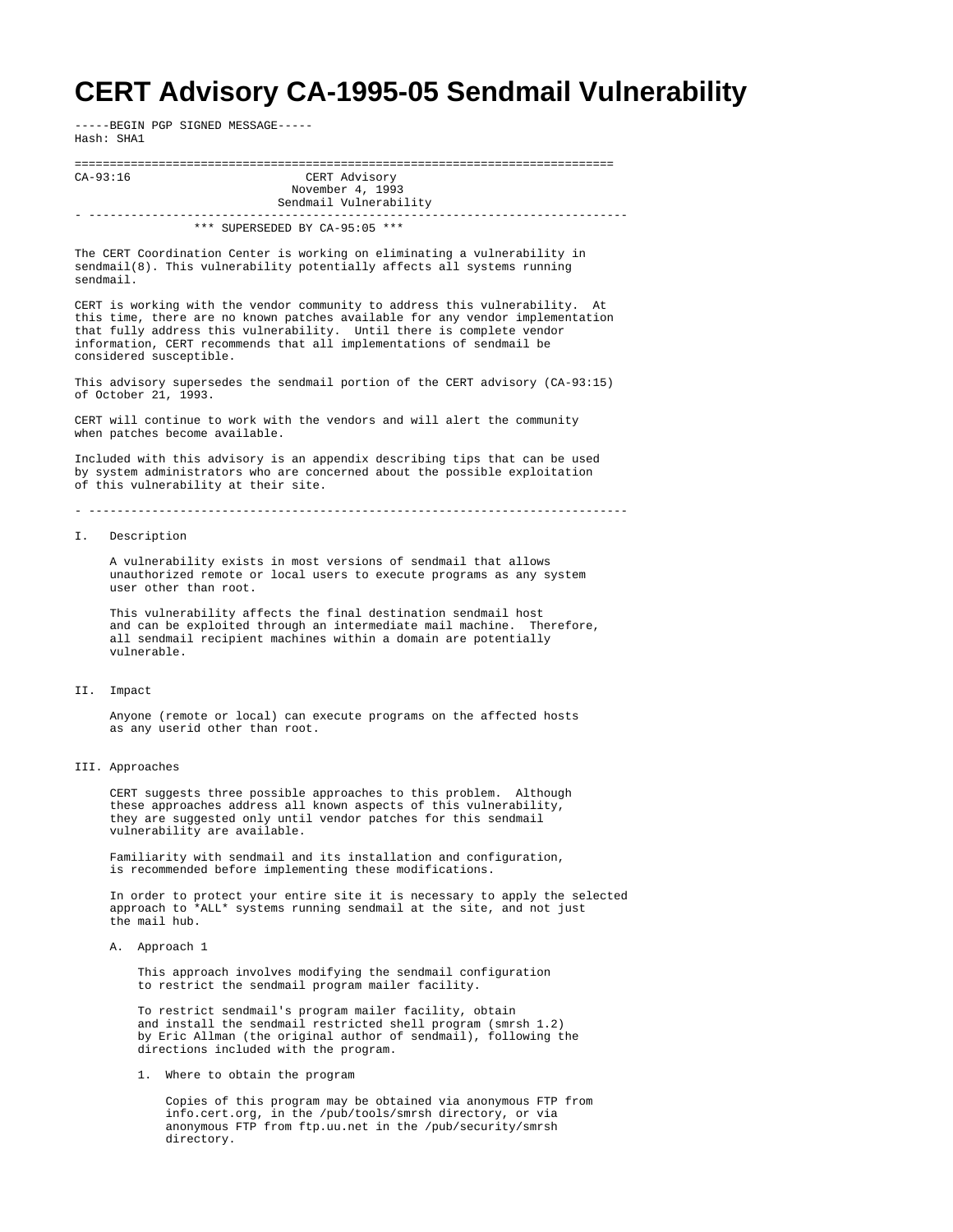# CERT Advisory CA-1995-05 Sendmail Vulnerability

-----BEGIN PGP SIGNED MESSAGE-----
Hash: SHA1

```
===========================================================================
CA-93:16                        CERT Advisory
                              November 4, 1993
                            Sendmail Vulnerability
- ---------------------------------------------------------------------------
                  *** SUPERSEDED BY CA-95:05 ***
```

The CERT Coordination Center is working on eliminating a vulnerability in sendmail(8). This vulnerability potentially affects all systems running sendmail.

CERT is working with the vendor community to address this vulnerability. At this time, there are no known patches available for any vendor implementation that fully address this vulnerability. Until there is complete vendor information, CERT recommends that all implementations of sendmail be considered susceptible.

This advisory supersedes the sendmail portion of the CERT advisory (CA-93:15) of October 21, 1993.

CERT will continue to work with the vendors and will alert the community when patches become available.

Included with this advisory is an appendix describing tips that can be used by system administrators who are concerned about the possible exploitation of this vulnerability at their site.

- ---------------------------------------------------------------------------

I. Description

A vulnerability exists in most versions of sendmail that allows unauthorized remote or local users to execute programs as any system user other than root.

This vulnerability affects the final destination sendmail host and can be exploited through an intermediate mail machine. Therefore, all sendmail recipient machines within a domain are potentially vulnerable.

II. Impact

Anyone (remote or local) can execute programs on the affected hosts as any userid other than root.

III. Approaches

CERT suggests three possible approaches to this problem. Although these approaches address all known aspects of this vulnerability, they are suggested only until vendor patches for this sendmail vulnerability are available.

Familiarity with sendmail and its installation and configuration, is recommended before implementing these modifications.

In order to protect your entire site it is necessary to apply the selected approach to *ALL* systems running sendmail at the site, and not just the mail hub.

A. Approach 1

This approach involves modifying the sendmail configuration to restrict the sendmail program mailer facility.

To restrict sendmail's program mailer facility, obtain and install the sendmail restricted shell program (smrsh 1.2) by Eric Allman (the original author of sendmail), following the directions included with the program.

1. Where to obtain the program

Copies of this program may be obtained via anonymous FTP from info.cert.org, in the /pub/tools/smrsh directory, or via anonymous FTP from ftp.uu.net in the /pub/security/smrsh directory.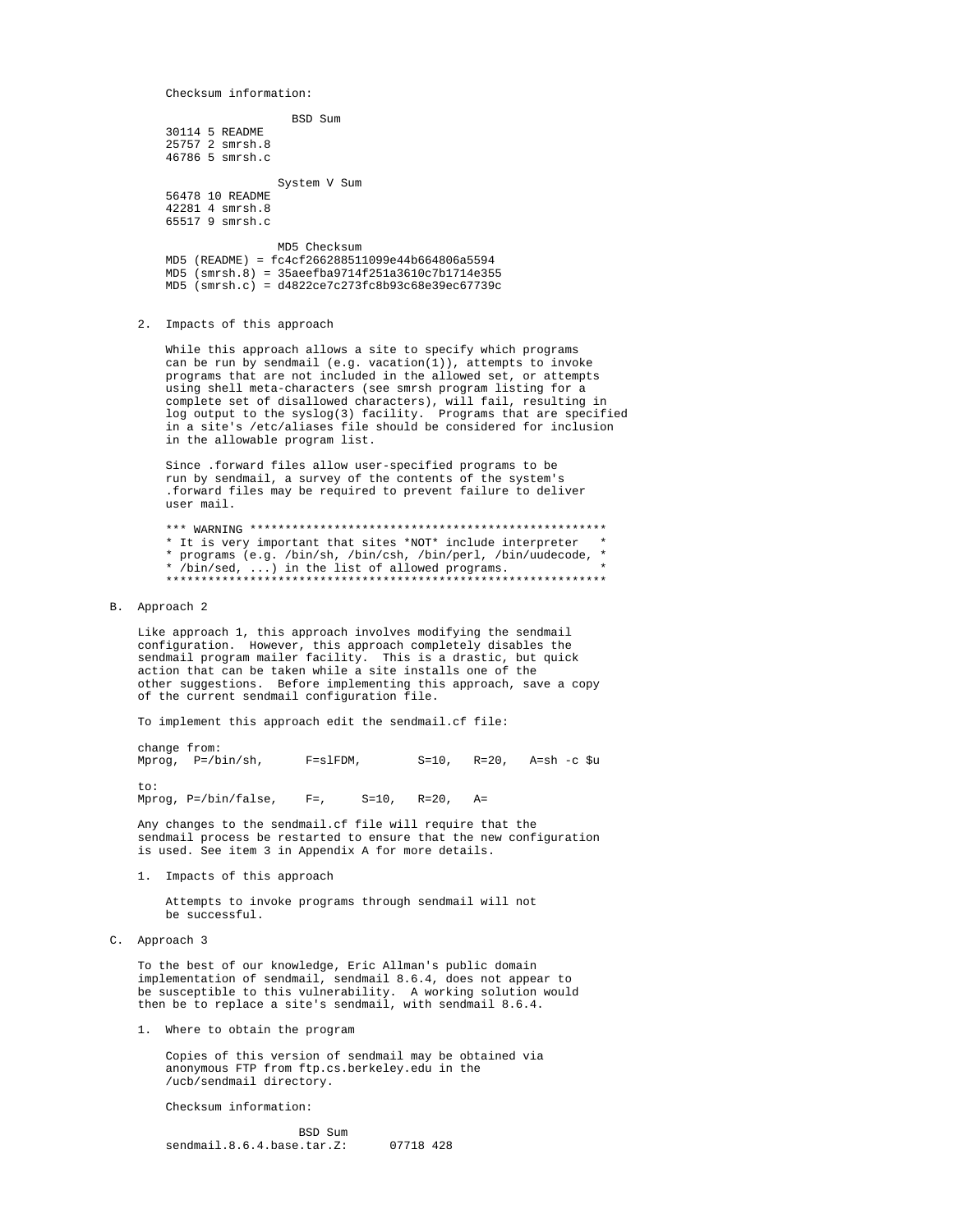Checksum information:

```
                   BSD Sum
30114 5 README
25757 2 smrsh.8
46786 5 smrsh.c

                 System V Sum
56478 10 README
42281 4 smrsh.8
65517 9 smrsh.c

                 MD5 Checksum
MD5 (README) = fc4cf266288511099e44b664806a5594
MD5 (smrsh.8) = 35aeefba9714f251a3610c7b1714e355
MD5 (smrsh.c) = d4822ce7c273fc8b93c68e39ec67739c
```

2. Impacts of this approach

While this approach allows a site to specify which programs can be run by sendmail (e.g. vacation(1)), attempts to invoke programs that are not included in the allowed set, or attempts using shell meta-characters (see smrsh program listing for a complete set of disallowed characters), will fail, resulting in log output to the syslog(3) facility. Programs that are specified in a site's /etc/aliases file should be considered for inclusion in the allowable program list.

Since .forward files allow user-specified programs to be run by sendmail, a survey of the contents of the system's .forward files may be required to prevent failure to deliver user mail.

```
*** WARNING ***************************************************
* It is very important that sites *NOT* include interpreter   *
* programs (e.g. /bin/sh, /bin/csh, /bin/perl, /bin/uudecode, *
* /bin/sed, ...) in the list of allowed programs.             *
***************************************************************
```

B. Approach 2

Like approach 1, this approach involves modifying the sendmail configuration. However, this approach completely disables the sendmail program mailer facility. This is a drastic, but quick action that can be taken while a site installs one of the other suggestions. Before implementing this approach, save a copy of the current sendmail configuration file.

To implement this approach edit the sendmail.cf file:

```
change from:
Mprog,  P=/bin/sh,      F=slFDM,        S=10,   R=20,   A=sh -c $u

to:
Mprog, P=/bin/false,    F=,     S=10,   R=20,   A=
```

Any changes to the sendmail.cf file will require that the sendmail process be restarted to ensure that the new configuration is used. See item 3 in Appendix A for more details.

1. Impacts of this approach

Attempts to invoke programs through sendmail will not be successful.

C. Approach 3

To the best of our knowledge, Eric Allman's public domain implementation of sendmail, sendmail 8.6.4, does not appear to be susceptible to this vulnerability. A working solution would then be to replace a site's sendmail, with sendmail 8.6.4.

1. Where to obtain the program

Copies of this version of sendmail may be obtained via anonymous FTP from ftp.cs.berkeley.edu in the /ucb/sendmail directory.

Checksum information:

```
                          BSD Sum
sendmail.8.6.4.base.tar.Z:      07718 428
```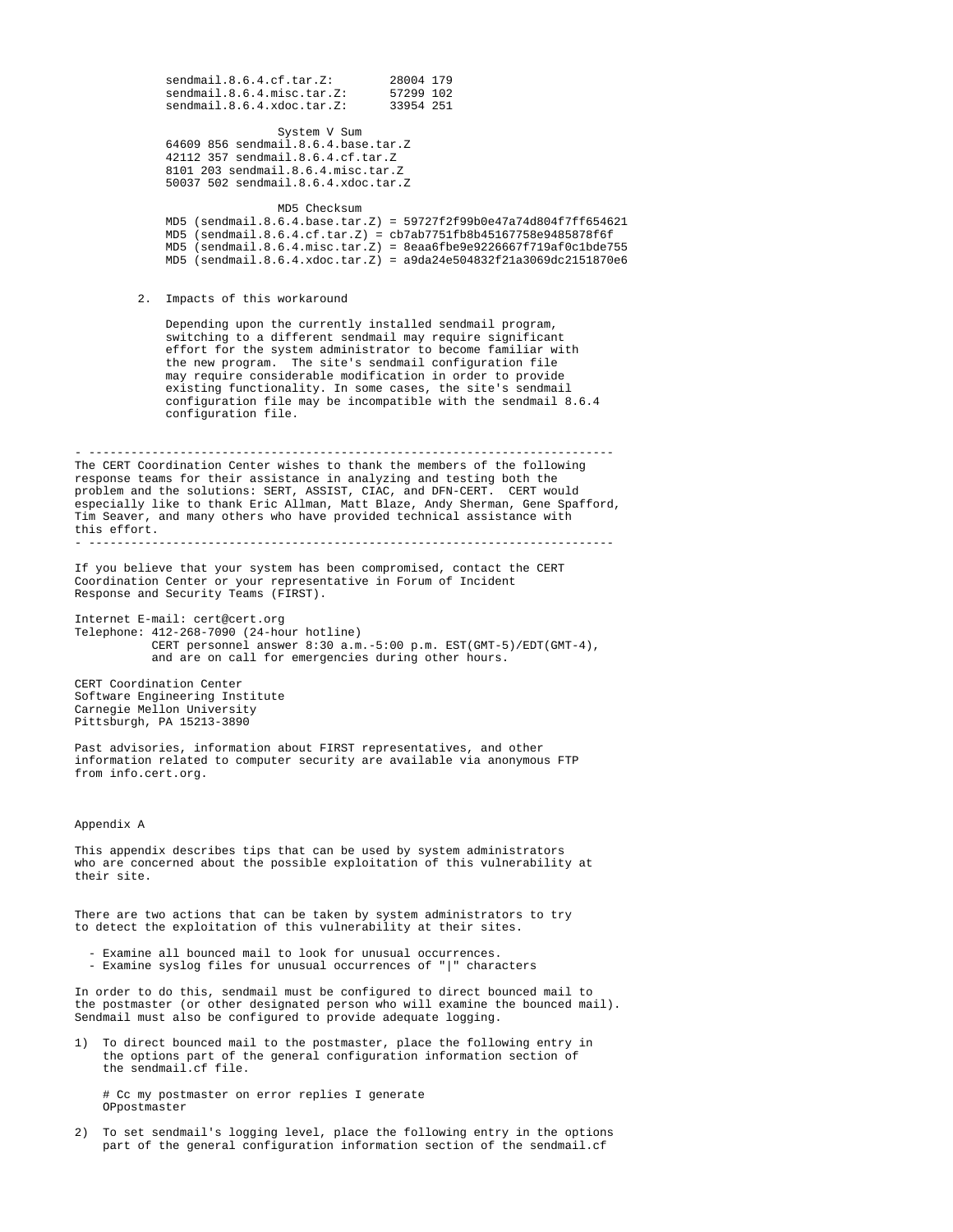```
sendmail.8.6.4.cf.tar.Z:        28004 179
sendmail.8.6.4.misc.tar.Z:      57299 102
sendmail.8.6.4.xdoc.tar.Z:      33954 251

                System V Sum
64609 856 sendmail.8.6.4.base.tar.Z
42112 357 sendmail.8.6.4.cf.tar.Z
8101 203 sendmail.8.6.4.misc.tar.Z
50037 502 sendmail.8.6.4.xdoc.tar.Z

                MD5 Checksum
MD5 (sendmail.8.6.4.base.tar.Z) = 59727f2f99b0e47a74d804f7ff654621
MD5 (sendmail.8.6.4.cf.tar.Z) = cb7ab7751fb8b45167758e9485878f6f
MD5 (sendmail.8.6.4.misc.tar.Z) = 8eaa6fbe9e9226667f719af0c1bde755
MD5 (sendmail.8.6.4.xdoc.tar.Z) = a9da24e504832f21a3069dc2151870e6
```

2. Impacts of this workaround

   Depending upon the currently installed sendmail program, switching to a different sendmail may require significant effort for the system administrator to become familiar with the new program. The site's sendmail configuration file may require considerable modification in order to provide existing functionality. In some cases, the site's sendmail configuration file may be incompatible with the sendmail 8.6.4 configuration file.

- ---------------------------------------------------------------------------

The CERT Coordination Center wishes to thank the members of the following response teams for their assistance in analyzing and testing both the problem and the solutions: SERT, ASSIST, CIAC, and DFN-CERT. CERT would especially like to thank Eric Allman, Matt Blaze, Andy Sherman, Gene Spafford, Tim Seaver, and many others who have provided technical assistance with this effort.

- ---------------------------------------------------------------------------

If you believe that your system has been compromised, contact the CERT Coordination Center or your representative in Forum of Incident Response and Security Teams (FIRST).

Internet E-mail: cert@cert.org
Telephone: 412-268-7090 (24-hour hotline)
           CERT personnel answer 8:30 a.m.-5:00 p.m. EST(GMT-5)/EDT(GMT-4),
           and are on call for emergencies during other hours.

CERT Coordination Center
Software Engineering Institute
Carnegie Mellon University
Pittsburgh, PA 15213-3890

Past advisories, information about FIRST representatives, and other information related to computer security are available via anonymous FTP from info.cert.org.

## Appendix A

This appendix describes tips that can be used by system administrators who are concerned about the possible exploitation of this vulnerability at their site.

There are two actions that can be taken by system administrators to try to detect the exploitation of this vulnerability at their sites.

- Examine all bounced mail to look for unusual occurrences.
- Examine syslog files for unusual occurrences of "|" characters

In order to do this, sendmail must be configured to direct bounced mail to the postmaster (or other designated person who will examine the bounced mail). Sendmail must also be configured to provide adequate logging.

1) To direct bounced mail to the postmaster, place the following entry in the options part of the general configuration information section of the sendmail.cf file.

```
# Cc my postmaster on error replies I generate
OPpostmaster
```

2) To set sendmail's logging level, place the following entry in the options part of the general configuration information section of the sendmail.cf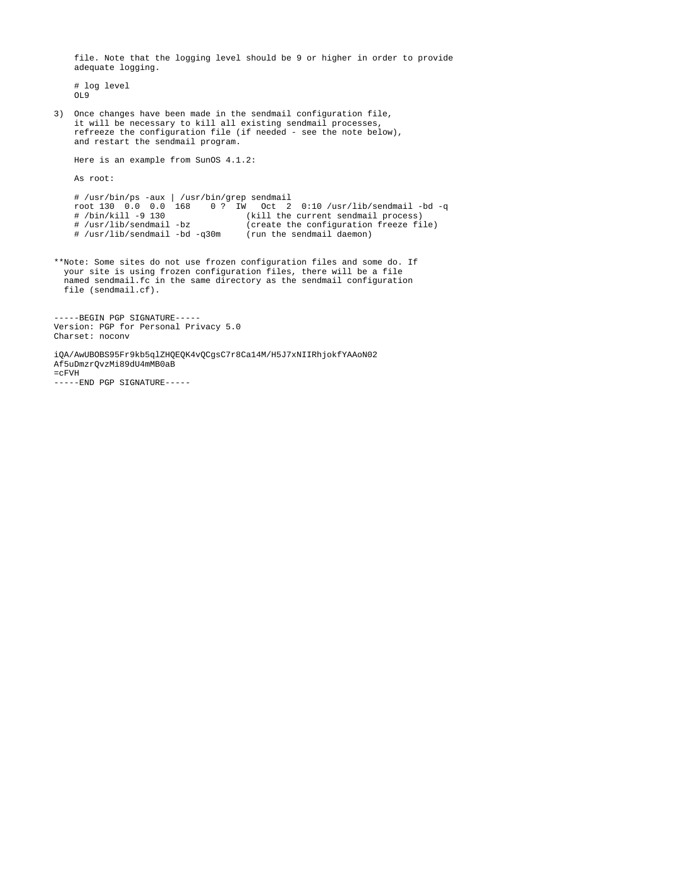file. Note that the logging level should be 9 or higher in order to provide adequate logging.

```
# log level
OL9
```

3) Once changes have been made in the sendmail configuration file, it will be necessary to kill all existing sendmail processes, refreeze the configuration file (if needed - see the note below), and restart the sendmail program.

   Here is an example from SunOS 4.1.2:

   As root:

```
# /usr/bin/ps -aux | /usr/bin/grep sendmail
root 130  0.0  0.0  168    0 ?  IW   Oct  2  0:10 /usr/lib/sendmail -bd -q
# /bin/kill -9 130                (kill the current sendmail process)
# /usr/lib/sendmail -bz           (create the configuration freeze file)
# /usr/lib/sendmail -bd -q30m     (run the sendmail daemon)
```

**Note: Some sites do not use frozen configuration files and some do. If your site is using frozen configuration files, there will be a file named sendmail.fc in the same directory as the sendmail configuration file (sendmail.cf).

```
-----BEGIN PGP SIGNATURE-----
Version: PGP for Personal Privacy 5.0
Charset: noconv

iQA/AwUBOBS95Fr9kb5qlZHQEQK4vQCgsC7r8Ca14M/H5J7xNIIRhjokfYAAoN02
Af5uDmzrQvzMi89dU4mMB0aB
=cFVH
-----END PGP SIGNATURE-----
```